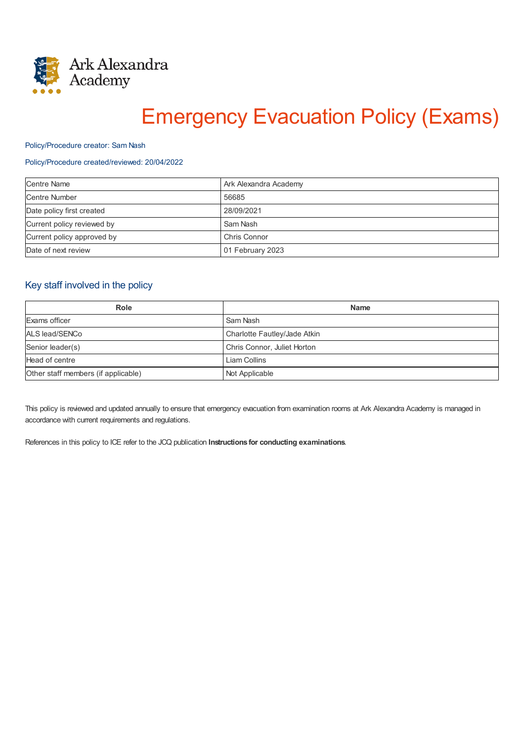Ark Alexandra Academy

# Emergency Evacuation Policy (Exams)

Policy/Procedure creator: Sam Nash

Policy/Procedure created/reviewed: 20/04/2022

| Centre Name | Ark Alexandra Academy |
|---|---|
| Centre Number | 56685 |
| Date policy first created | 28/09/2021 |
| Current policy reviewed by | Sam Nash |
| Current policy approved by | Chris Connor |
| Date of next review | 01 February 2023 |

## Key staff involved in the policy

| Role | Name |
|---|---|
| Exams officer | Sam Nash |
| ALS lead/SENCo | Charlotte Fautley/Jade Atkin |
| Senior leader(s) | Chris Connor, Juliet Horton |
| Head of centre | Liam Collins |
| Other staff members (if applicable) | Not Applicable |

This policy is reviewed and updated annually to ensure that emergency evacuation from examination rooms at Ark Alexandra Academy is managed in accordance with current requirements and regulations.

References in this policy to ICE refer to the JCQ publication **Instructions for conducting examinations**.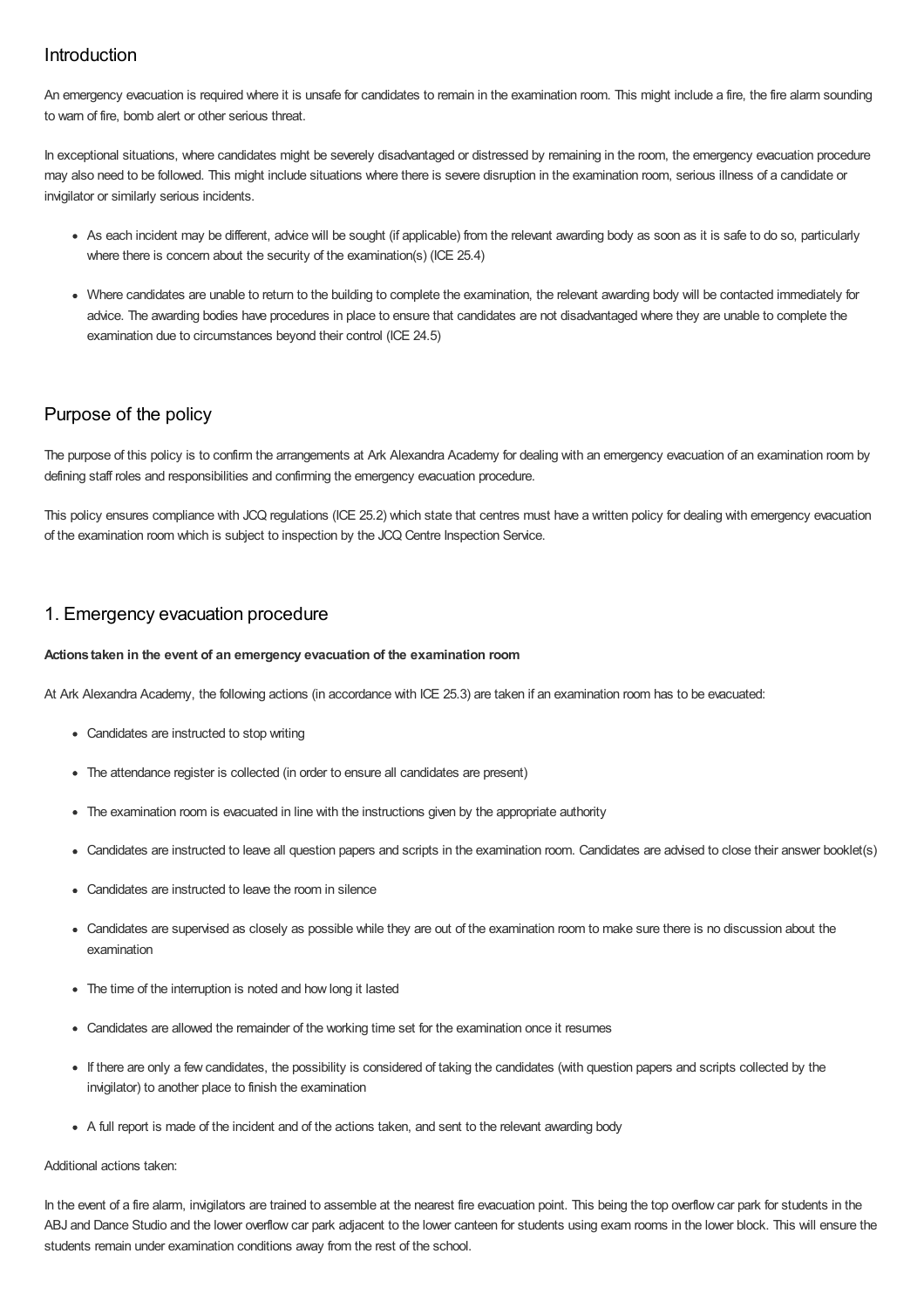## Introduction

An emergency evacuation is required where it is unsafe for candidates to remain in the examination room. This might include a fire, the fire alarm sounding to warn of fire, bomb alert or other serious threat.

In exceptional situations, where candidates might be severely disadvantaged or distressed by remaining in the room, the emergency evacuation procedure may also need to be followed. This might include situations where there is severe disruption in the examination room, serious illness of a candidate or invigilator or similarly serious incidents.

- As each incident may be different, advice will be sought (if applicable) from the relevant awarding body as soon as it is safe to do so, particularly where there is concern about the security of the examination(s) (ICE 25.4)
- Where candidates are unable to return to the building to complete the examination, the relevant awarding body will be contacted immediately for advice. The awarding bodies have procedures in place to ensure that candidates are not disadvantaged where they are unable to complete the examination due to circumstances beyond their control (ICE 24.5)

## Purpose of the policy

The purpose of this policy is to confirm the arrangements at Ark Alexandra Academy for dealing with an emergency evacuation of an examination room by defining staff roles and responsibilities and confirming the emergency evacuation procedure.

This policy ensures compliance with JCQ regulations (ICE 25.2) which state that centres must have a written policy for dealing with emergency evacuation of the examination room which is subject to inspection by the JCQ Centre Inspection Service.

## 1. Emergency evacuation procedure

**Actions taken in the event of an emergency evacuation of the examination room**

At Ark Alexandra Academy, the following actions (in accordance with ICE 25.3) are taken if an examination room has to be evacuated:

- Candidates are instructed to stop writing
- The attendance register is collected (in order to ensure all candidates are present)
- The examination room is evacuated in line with the instructions given by the appropriate authority
- Candidates are instructed to leave all question papers and scripts in the examination room. Candidates are advised to close their answer booklet(s)
- Candidates are instructed to leave the room in silence
- Candidates are supervised as closely as possible while they are out of the examination room to make sure there is no discussion about the examination
- The time of the interruption is noted and how long it lasted
- Candidates are allowed the remainder of the working time set for the examination once it resumes
- If there are only a few candidates, the possibility is considered of taking the candidates (with question papers and scripts collected by the invigilator) to another place to finish the examination
- A full report is made of the incident and of the actions taken, and sent to the relevant awarding body

Additional actions taken:

In the event of a fire alarm, invigilators are trained to assemble at the nearest fire evacuation point. This being the top overflow car park for students in the ABJ and Dance Studio and the lower overflow car park adjacent to the lower canteen for students using exam rooms in the lower block. This will ensure the students remain under examination conditions away from the rest of the school.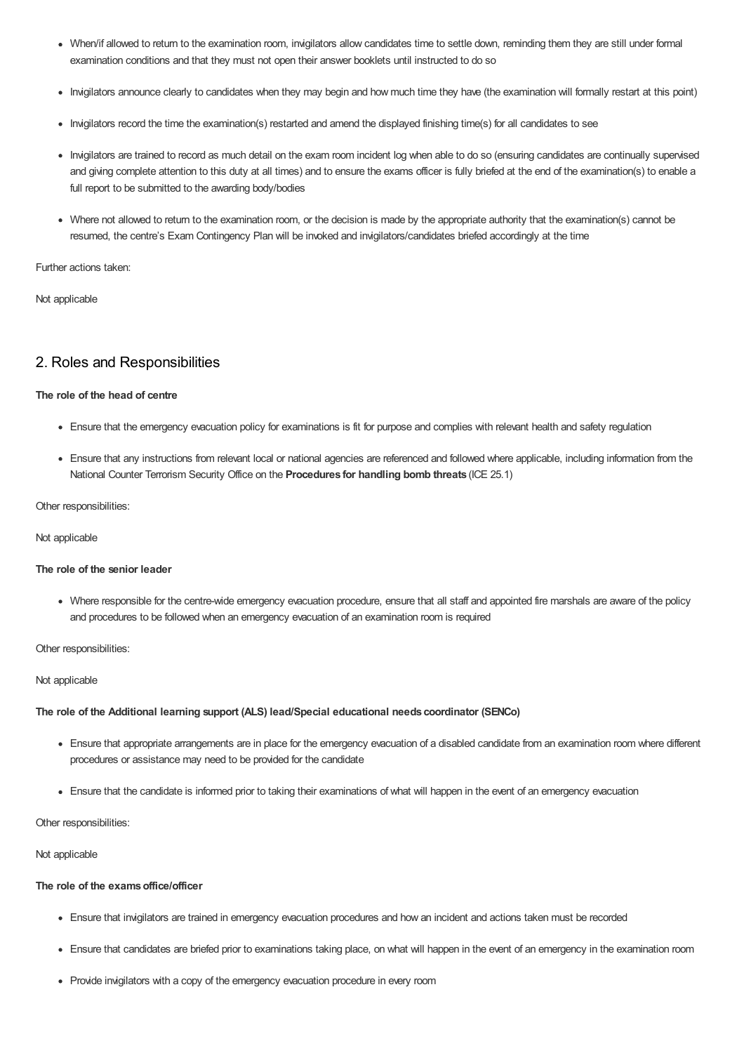- When/if allowed to return to the examination room, invigilators allow candidates time to settle down, reminding them they are still under formal examination conditions and that they must not open their answer booklets until instructed to do so
- Invigilators announce clearly to candidates when they may begin and how much time they have (the examination will formally restart at this point)
- Invigilators record the time the examination(s) restarted and amend the displayed finishing time(s) for all candidates to see
- Invigilators are trained to record as much detail on the exam room incident log when able to do so (ensuring candidates are continually supervised and giving complete attention to this duty at all times) and to ensure the exams officer is fully briefed at the end of the examination(s) to enable a full report to be submitted to the awarding body/bodies
- Where not allowed to return to the examination room, or the decision is made by the appropriate authority that the examination(s) cannot be resumed, the centre's Exam Contingency Plan will be invoked and invigilators/candidates briefed accordingly at the time

Further actions taken:

Not applicable

## 2. Roles and Responsibilities

**The role of the head of centre**

- Ensure that the emergency evacuation policy for examinations is fit for purpose and complies with relevant health and safety regulation
- Ensure that any instructions from relevant local or national agencies are referenced and followed where applicable, including information from the National Counter Terrorism Security Office on the **Procedures for handling bomb threats** (ICE 25.1)

Other responsibilities:

Not applicable

**The role of the senior leader**

- Where responsible for the centre-wide emergency evacuation procedure, ensure that all staff and appointed fire marshals are aware of the policy and procedures to be followed when an emergency evacuation of an examination room is required

Other responsibilities:

Not applicable

**The role of the Additional learning support (ALS) lead/Special educational needs coordinator (SENCo)**

- Ensure that appropriate arrangements are in place for the emergency evacuation of a disabled candidate from an examination room where different procedures or assistance may need to be provided for the candidate
- Ensure that the candidate is informed prior to taking their examinations of what will happen in the event of an emergency evacuation

Other responsibilities:

Not applicable

**The role of the exams office/officer**

- Ensure that invigilators are trained in emergency evacuation procedures and how an incident and actions taken must be recorded
- Ensure that candidates are briefed prior to examinations taking place, on what will happen in the event of an emergency in the examination room
- Provide invigilators with a copy of the emergency evacuation procedure in every room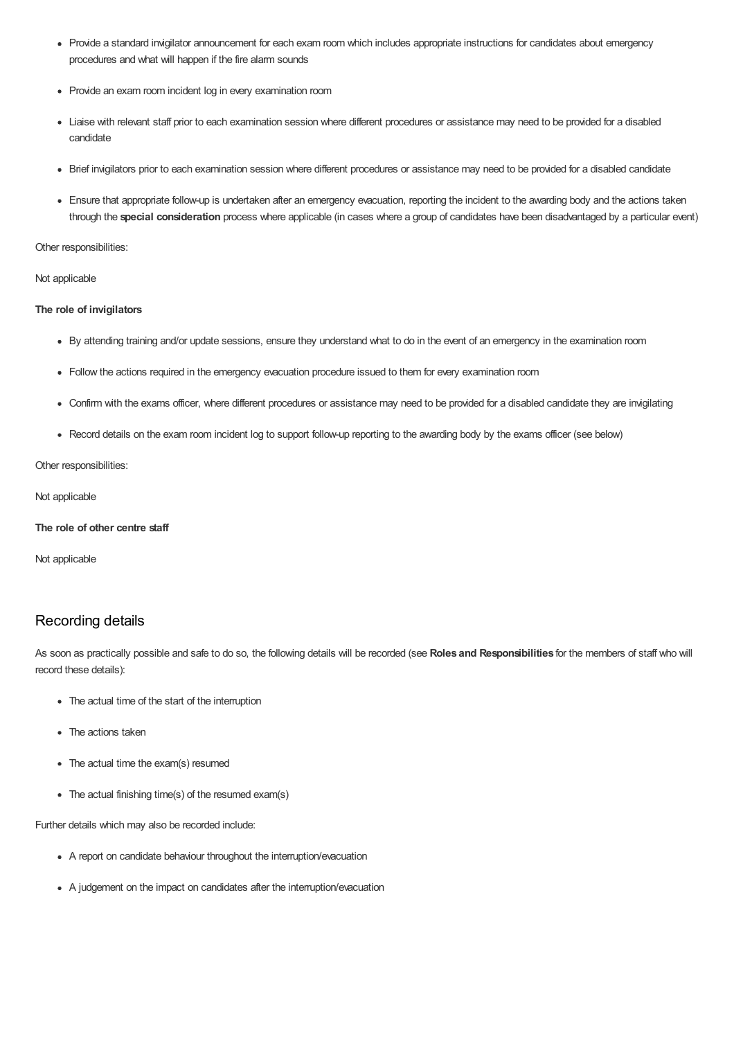- Provide a standard invigilator announcement for each exam room which includes appropriate instructions for candidates about emergency procedures and what will happen if the fire alarm sounds
- Provide an exam room incident log in every examination room
- Liaise with relevant staff prior to each examination session where different procedures or assistance may need to be provided for a disabled candidate
- Brief invigilators prior to each examination session where different procedures or assistance may need to be provided for a disabled candidate
- Ensure that appropriate follow-up is undertaken after an emergency evacuation, reporting the incident to the awarding body and the actions taken through the **special consideration** process where applicable (in cases where a group of candidates have been disadvantaged by a particular event)

Other responsibilities:

Not applicable

**The role of invigilators**

- By attending training and/or update sessions, ensure they understand what to do in the event of an emergency in the examination room
- Follow the actions required in the emergency evacuation procedure issued to them for every examination room
- Confirm with the exams officer, where different procedures or assistance may need to be provided for a disabled candidate they are invigilating
- Record details on the exam room incident log to support follow-up reporting to the awarding body by the exams officer (see below)

Other responsibilities:

Not applicable

**The role of other centre staff**

Not applicable

## Recording details

As soon as practically possible and safe to do so, the following details will be recorded (see **Roles and Responsibilities** for the members of staff who will record these details):

- The actual time of the start of the interruption
- The actions taken
- The actual time the exam(s) resumed
- The actual finishing time(s) of the resumed exam(s)

Further details which may also be recorded include:

- A report on candidate behaviour throughout the interruption/evacuation
- A judgement on the impact on candidates after the interruption/evacuation